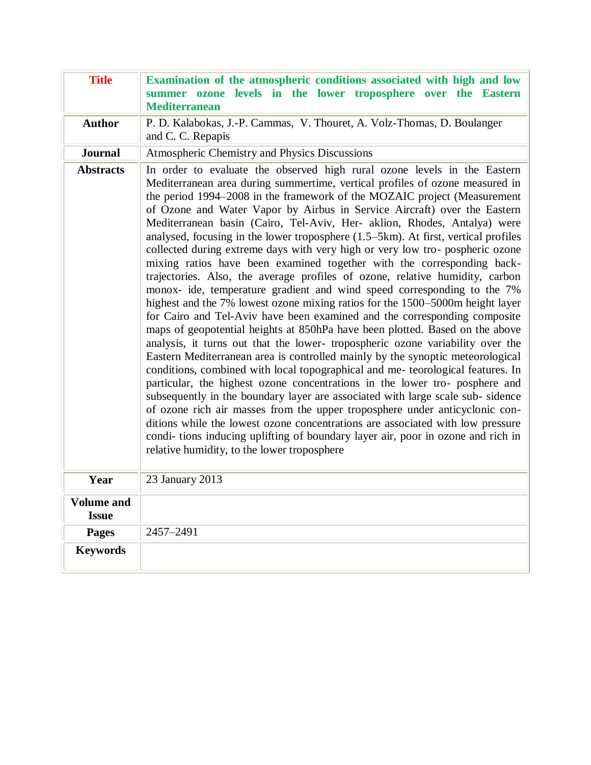| **Title** | **Examination of the atmospheric conditions associated with high and low summer ozone levels in the lower troposphere over the Eastern Mediterranean** |
|---|---|
| **Author** | P. D. Kalabokas, J.-P. Cammas, V. Thouret, A. Volz-Thomas, D. Boulanger and C. C. Repapis |
| **Journal** | Atmospheric Chemistry and Physics Discussions |
| **Abstracts** | In order to evaluate the observed high rural ozone levels in the Eastern Mediterranean area during summertime, vertical profiles of ozone measured in the period 1994–2008 in the framework of the MOZAIC project (Measurement of Ozone and Water Vapor by Airbus in Service Aircraft) over the Eastern Mediterranean basin (Cairo, Tel-Aviv, Her- aklion, Rhodes, Antalya) were analysed, focusing in the lower troposphere (1.5–5km). At first, vertical profiles collected during extreme days with very high or very low tro- pospheric ozone mixing ratios have been examined together with the corresponding back-trajectories. Also, the average profiles of ozone, relative humidity, carbon monox- ide, temperature gradient and wind speed corresponding to the 7% highest and the 7% lowest ozone mixing ratios for the 1500–5000m height layer for Cairo and Tel-Aviv have been examined and the corresponding composite maps of geopotential heights at 850hPa have been plotted. Based on the above analysis, it turns out that the lower- tropospheric ozone variability over the Eastern Mediterranean area is controlled mainly by the synoptic meteorological conditions, combined with local topographical and me- teorological features. In particular, the highest ozone concentrations in the lower tro- posphere and subsequently in the boundary layer are associated with large scale sub- sidence of ozone rich air masses from the upper troposphere under anticyclonic con- ditions while the lowest ozone concentrations are associated with low pressure condi- tions inducing uplifting of boundary layer air, poor in ozone and rich in relative humidity, to the lower troposphere |
| **Year** | 23 January 2013 |
| **Volume and Issue** | |
| **Pages** | 2457–2491 |
| **Keywords** | |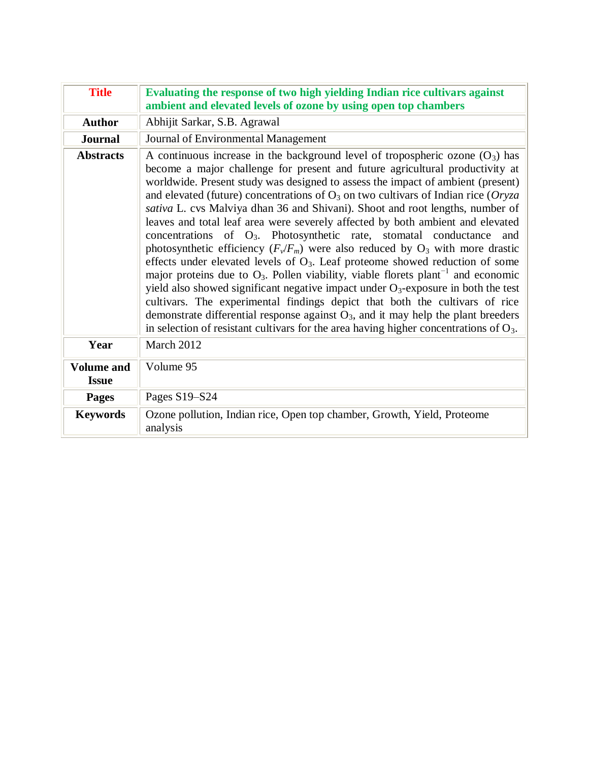| Title | Evaluating the response of two high yielding Indian rice cultivars against ambient and elevated levels of ozone by using open top chambers |
|---|---|
| Author | Abhijit Sarkar, S.B. Agrawal |
| Journal | Journal of Environmental Management |
| Abstracts | A continuous increase in the background level of tropospheric ozone ($O_3$) has become a major challenge for present and future agricultural productivity at worldwide. Present study was designed to assess the impact of ambient (present) and elevated (future) concentrations of $O_3$ on two cultivars of Indian rice (*Oryza sativa* L. cvs Malviya dhan 36 and Shivani). Shoot and root lengths, number of leaves and total leaf area were severely affected by both ambient and elevated concentrations of $O_3$. Photosynthetic rate, stomatal conductance and photosynthetic efficiency ($F_v/F_m$) were also reduced by $O_3$ with more drastic effects under elevated levels of $O_3$. Leaf proteome showed reduction of some major proteins due to $O_3$. Pollen viability, viable florets plant$^{-1}$ and economic yield also showed significant negative impact under $O_3$-exposure in both the test cultivars. The experimental findings depict that both the cultivars of rice demonstrate differential response against $O_3$, and it may help the plant breeders in selection of resistant cultivars for the area having higher concentrations of $O_3$. |
| Year | March 2012 |
| Volume and Issue | Volume 95 |
| Pages | Pages S19–S24 |
| Keywords | Ozone pollution, Indian rice, Open top chamber, Growth, Yield, Proteome analysis |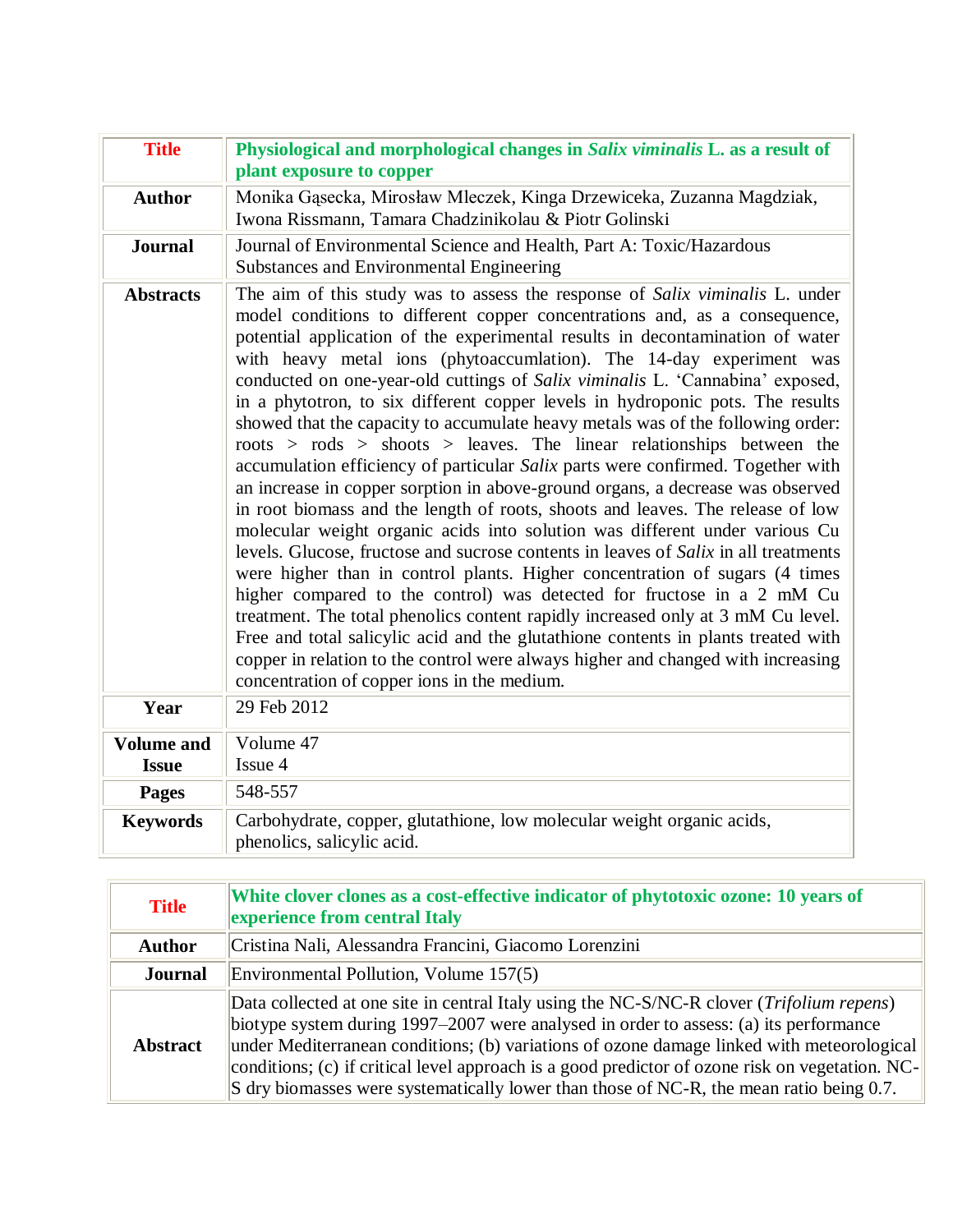| **Title** | **Physiological and morphological changes in *Salix viminalis* L. as a result of plant exposure to copper** |
| --- | --- |
| **Author** | Monika Gąsecka, Mirosław Mleczek, Kinga Drzewiceka, Zuzanna Magdziak, Iwona Rissmann, Tamara Chadzinikolau & Piotr Golinski |
| **Journal** | Journal of Environmental Science and Health, Part A: Toxic/Hazardous Substances and Environmental Engineering |
| **Abstracts** | The aim of this study was to assess the response of *Salix viminalis* L. under model conditions to different copper concentrations and, as a consequence, potential application of the experimental results in decontamination of water with heavy metal ions (phytoaccumlation). The 14-day experiment was conducted on one-year-old cuttings of *Salix viminalis* L. 'Cannabina' exposed, in a phytotron, to six different copper levels in hydroponic pots. The results showed that the capacity to accumulate heavy metals was of the following order: roots > rods > shoots > leaves. The linear relationships between the accumulation efficiency of particular *Salix* parts were confirmed. Together with an increase in copper sorption in above-ground organs, a decrease was observed in root biomass and the length of roots, shoots and leaves. The release of low molecular weight organic acids into solution was different under various Cu levels. Glucose, fructose and sucrose contents in leaves of *Salix* in all treatments were higher than in control plants. Higher concentration of sugars (4 times higher compared to the control) was detected for fructose in a 2 mM Cu treatment. The total phenolics content rapidly increased only at 3 mM Cu level. Free and total salicylic acid and the glutathione contents in plants treated with copper in relation to the control were always higher and changed with increasing concentration of copper ions in the medium. |
| **Year** | 29 Feb 2012 |
| **Volume and Issue** | Volume 47<br>Issue 4 |
| **Pages** | 548-557 |
| **Keywords** | Carbohydrate, copper, glutathione, low molecular weight organic acids, phenolics, salicylic acid. |

| **Title** | **White clover clones as a cost-effective indicator of phytotoxic ozone: 10 years of experience from central Italy** |
| --- | --- |
| **Author** | Cristina Nali, Alessandra Francini, Giacomo Lorenzini |
| **Journal** | Environmental Pollution, Volume 157(5) |
| **Abstract** | Data collected at one site in central Italy using the NC-S/NC-R clover (*Trifolium repens*) biotype system during 1997–2007 were analysed in order to assess: (a) its performance under Mediterranean conditions; (b) variations of ozone damage linked with meteorological conditions; (c) if critical level approach is a good predictor of ozone risk on vegetation. NC-S dry biomasses were systematically lower than those of NC-R, the mean ratio being 0.7. |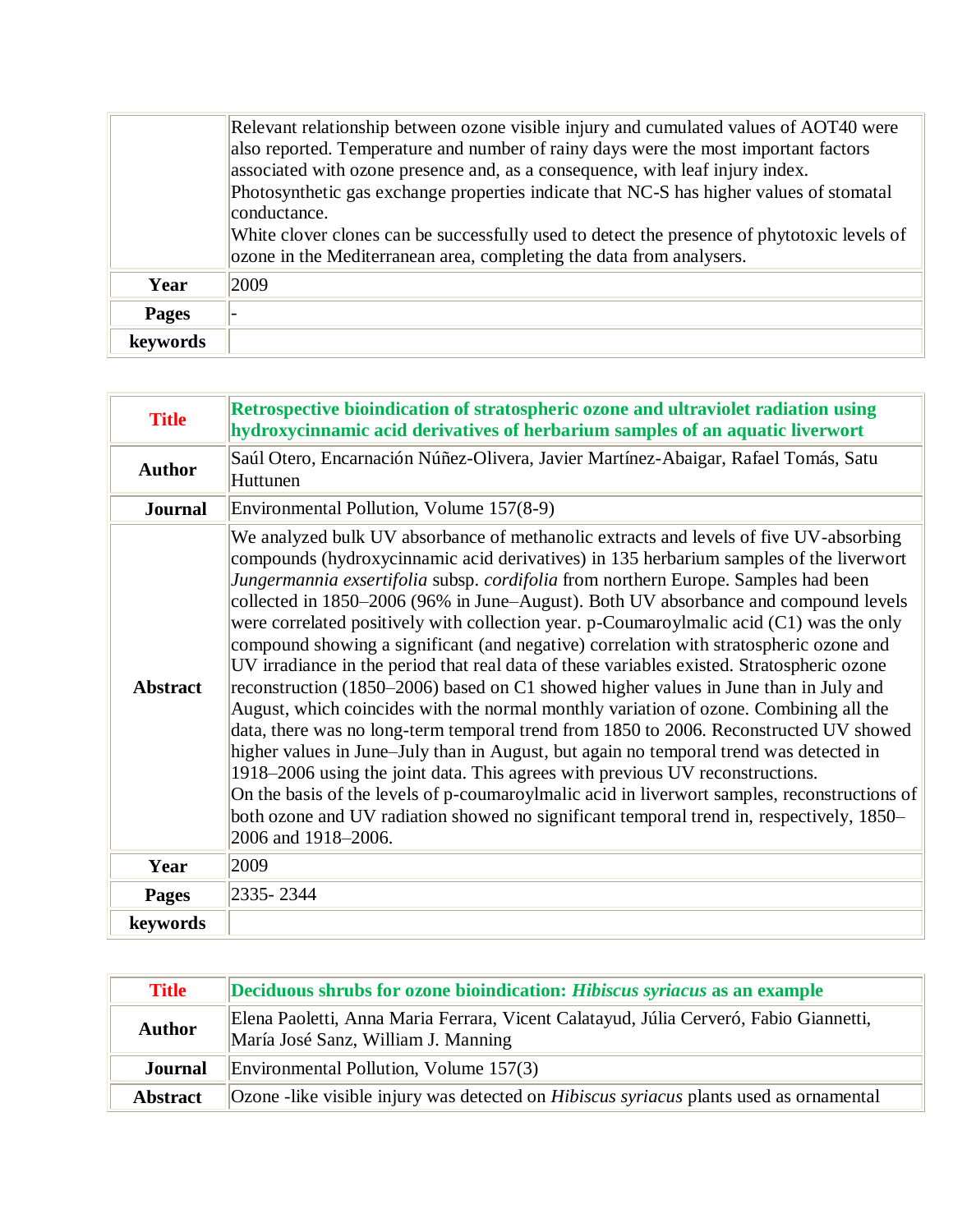|  |  |
|---|---|
|  | Relevant relationship between ozone visible injury and cumulated values of AOT40 were also reported. Temperature and number of rainy days were the most important factors associated with ozone presence and, as a consequence, with leaf injury index. Photosynthetic gas exchange properties indicate that NC-S has higher values of stomatal conductance. White clover clones can be successfully used to detect the presence of phytotoxic levels of ozone in the Mediterranean area, completing the data from analysers. |
| **Year** | 2009 |
| **Pages** | - |
| **keywords** |  |

| | |
|---|---|
| **Title** | **Retrospective bioindication of stratospheric ozone and ultraviolet radiation using hydroxycinnamic acid derivatives of herbarium samples of an aquatic liverwort** |
| **Author** | Saúl Otero, Encarnación Núñez-Olivera, Javier Martínez-Abaigar, Rafael Tomás, Satu Huttunen |
| **Journal** | Environmental Pollution, Volume 157(8-9) |
| **Abstract** | We analyzed bulk UV absorbance of methanolic extracts and levels of five UV-absorbing compounds (hydroxycinnamic acid derivatives) in 135 herbarium samples of the liverwort *Jungermannia exsertifolia* subsp. *cordifolia* from northern Europe. Samples had been collected in 1850–2006 (96% in June–August). Both UV absorbance and compound levels were correlated positively with collection year. p-Coumaroylmalic acid (C1) was the only compound showing a significant (and negative) correlation with stratospheric ozone and UV irradiance in the period that real data of these variables existed. Stratospheric ozone reconstruction (1850–2006) based on C1 showed higher values in June than in July and August, which coincides with the normal monthly variation of ozone. Combining all the data, there was no long-term temporal trend from 1850 to 2006. Reconstructed UV showed higher values in June–July than in August, but again no temporal trend was detected in 1918–2006 using the joint data. This agrees with previous UV reconstructions. On the basis of the levels of p-coumaroylmalic acid in liverwort samples, reconstructions of both ozone and UV radiation showed no significant temporal trend in, respectively, 1850–2006 and 1918–2006. |
| **Year** | 2009 |
| **Pages** | 2335- 2344 |
| **keywords** |  |

| | |
|---|---|
| **Title** | **Deciduous shrubs for ozone bioindication: *Hibiscus syriacus* as an example** |
| **Author** | Elena Paoletti, Anna Maria Ferrara, Vicent Calatayud, Júlia Cerveró, Fabio Giannetti, María José Sanz, William J. Manning |
| **Journal** | Environmental Pollution, Volume 157(3) |
| **Abstract** | Ozone -like visible injury was detected on *Hibiscus syriacus* plants used as ornamental |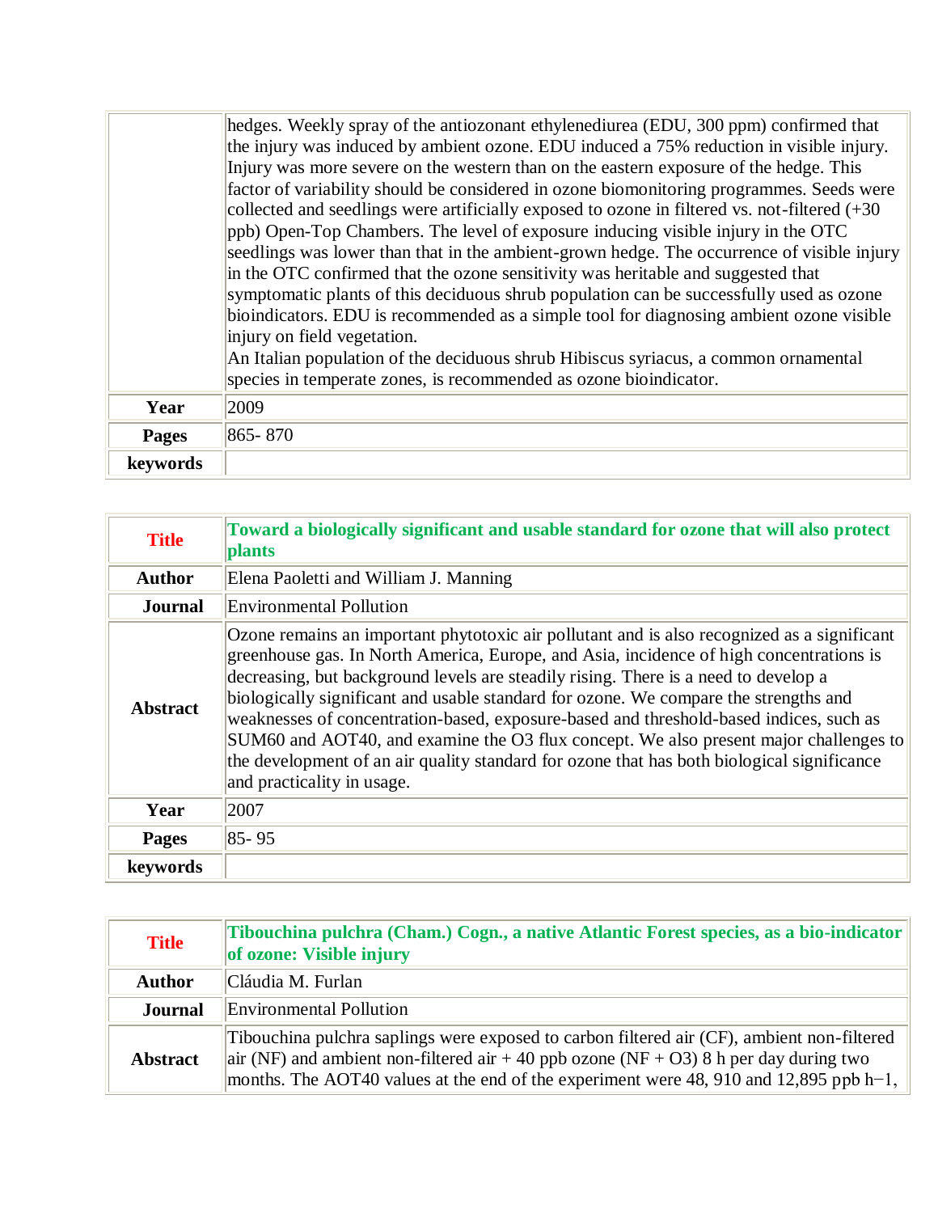|  |  |
| --- | --- |
|  | hedges. Weekly spray of the antiozonant ethylenediurea (EDU, 300 ppm) confirmed that the injury was induced by ambient ozone. EDU induced a 75% reduction in visible injury. Injury was more severe on the western than on the eastern exposure of the hedge. This factor of variability should be considered in ozone biomonitoring programmes. Seeds were collected and seedlings were artificially exposed to ozone in filtered vs. not-filtered (+30 ppb) Open-Top Chambers. The level of exposure inducing visible injury in the OTC seedlings was lower than that in the ambient-grown hedge. The occurrence of visible injury in the OTC confirmed that the ozone sensitivity was heritable and suggested that symptomatic plants of this deciduous shrub population can be successfully used as ozone bioindicators. EDU is recommended as a simple tool for diagnosing ambient ozone visible injury on field vegetation.<br>An Italian population of the deciduous shrub Hibiscus syriacus, a common ornamental species in temperate zones, is recommended as ozone bioindicator. |
| **Year** | 2009 |
| **Pages** | 865- 870 |
| **keywords** |  |

| **Title** | **Toward a biologically significant and usable standard for ozone that will also protect plants** |
| --- | --- |
| **Author** | Elena Paoletti and William J. Manning |
| **Journal** | Environmental Pollution |
| **Abstract** | Ozone remains an important phytotoxic air pollutant and is also recognized as a significant greenhouse gas. In North America, Europe, and Asia, incidence of high concentrations is decreasing, but background levels are steadily rising. There is a need to develop a biologically significant and usable standard for ozone. We compare the strengths and weaknesses of concentration-based, exposure-based and threshold-based indices, such as SUM60 and AOT40, and examine the $O_3$ flux concept. We also present major challenges to the development of an air quality standard for ozone that has both biological significance and practicality in usage. |
| **Year** | 2007 |
| **Pages** | 85- 95 |
| **keywords** |  |

| **Title** | **Tibouchina pulchra (Cham.) Cogn., a native Atlantic Forest species, as a bio-indicator of ozone: Visible injury** |
| --- | --- |
| **Author** | Cláudia M. Furlan |
| **Journal** | Environmental Pollution |
| **Abstract** | Tibouchina pulchra saplings were exposed to carbon filtered air (CF), ambient non-filtered air (NF) and ambient non-filtered air + 40 ppb ozone (NF + $O_3$) 8 h per day during two months. The AOT40 values at the end of the experiment were 48, 910 and 12,895 ppb $h^{-1}$, |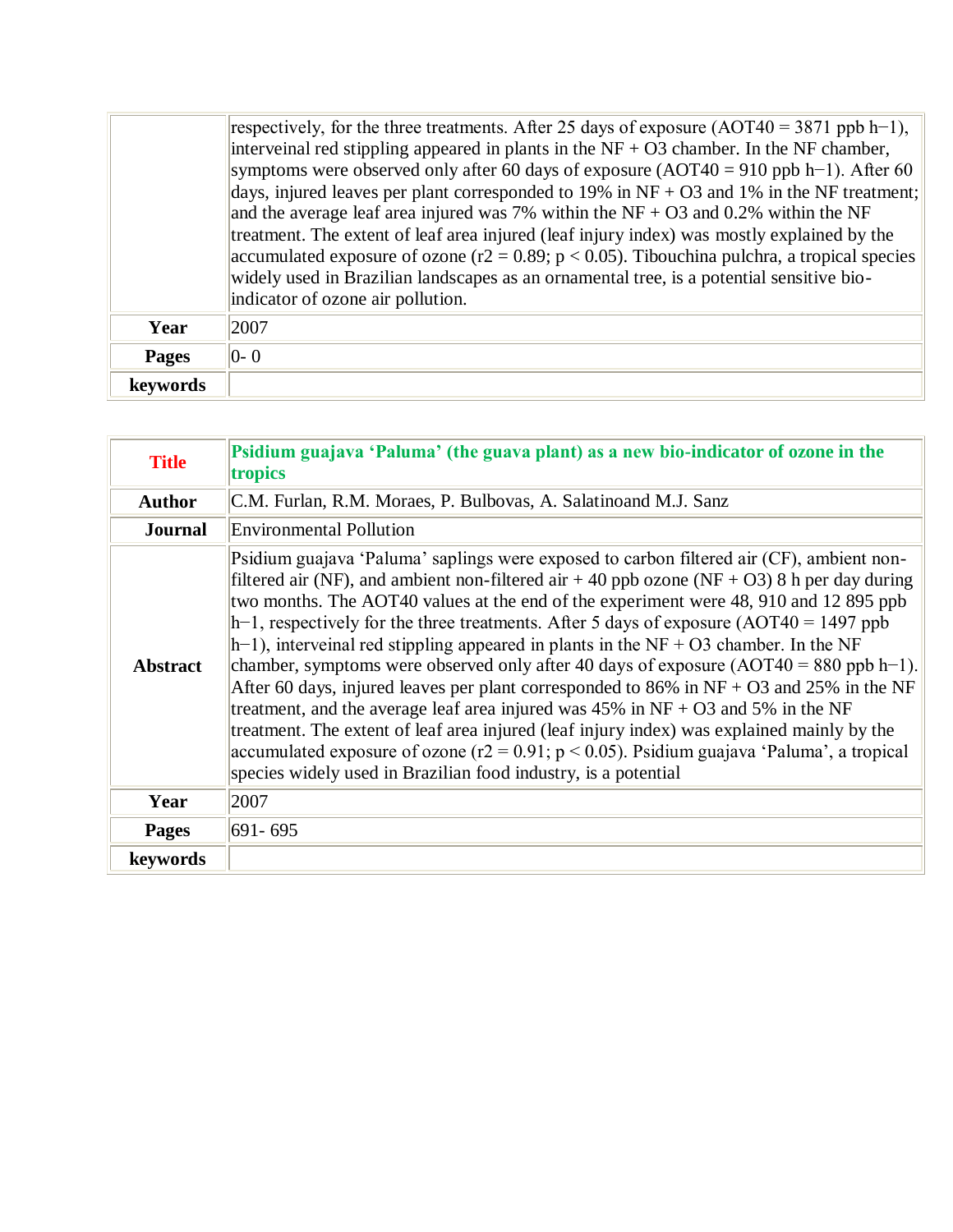| | |
|---|---|
| | respectively, for the three treatments. After 25 days of exposure (AOT40 = 3871 ppb h−1), interveinal red stippling appeared in plants in the NF + $O_3$ chamber. In the NF chamber, symptoms were observed only after 60 days of exposure (AOT40 = 910 ppb h−1). After 60 days, injured leaves per plant corresponded to 19% in NF + $O_3$ and 1% in the NF treatment; and the average leaf area injured was 7% within the NF + $O_3$ and 0.2% within the NF treatment. The extent of leaf area injured (leaf injury index) was mostly explained by the accumulated exposure of ozone ($r^2 = 0.89$; $p < 0.05$). Tibouchina pulchra, a tropical species widely used in Brazilian landscapes as an ornamental tree, is a potential sensitive bio-indicator of ozone air pollution. |
| **Year** | 2007 |
| **Pages** | 0- 0 |
| **keywords** | |

| | |
|---|---|
| **Title** | **Psidium guajava 'Paluma' (the guava plant) as a new bio-indicator of ozone in the tropics** |
| **Author** | C.M. Furlan, R.M. Moraes, P. Bulbovas, A. Salatinoand M.J. Sanz |
| **Journal** | Environmental Pollution |
| **Abstract** | Psidium guajava 'Paluma' saplings were exposed to carbon filtered air (CF), ambient non-filtered air (NF), and ambient non-filtered air + 40 ppb ozone (NF + $O_3$) 8 h per day during two months. The AOT40 values at the end of the experiment were 48, 910 and 12 895 ppb h−1, respectively for the three treatments. After 5 days of exposure (AOT40 = 1497 ppb h−1), interveinal red stippling appeared in plants in the NF + $O_3$ chamber. In the NF chamber, symptoms were observed only after 40 days of exposure (AOT40 = 880 ppb h−1). After 60 days, injured leaves per plant corresponded to 86% in NF + $O_3$ and 25% in the NF treatment, and the average leaf area injured was 45% in NF + $O_3$ and 5% in the NF treatment. The extent of leaf area injured (leaf injury index) was explained mainly by the accumulated exposure of ozone ($r^2 = 0.91$; $p < 0.05$). Psidium guajava 'Paluma', a tropical species widely used in Brazilian food industry, is a potential |
| **Year** | 2007 |
| **Pages** | 691- 695 |
| **keywords** | |